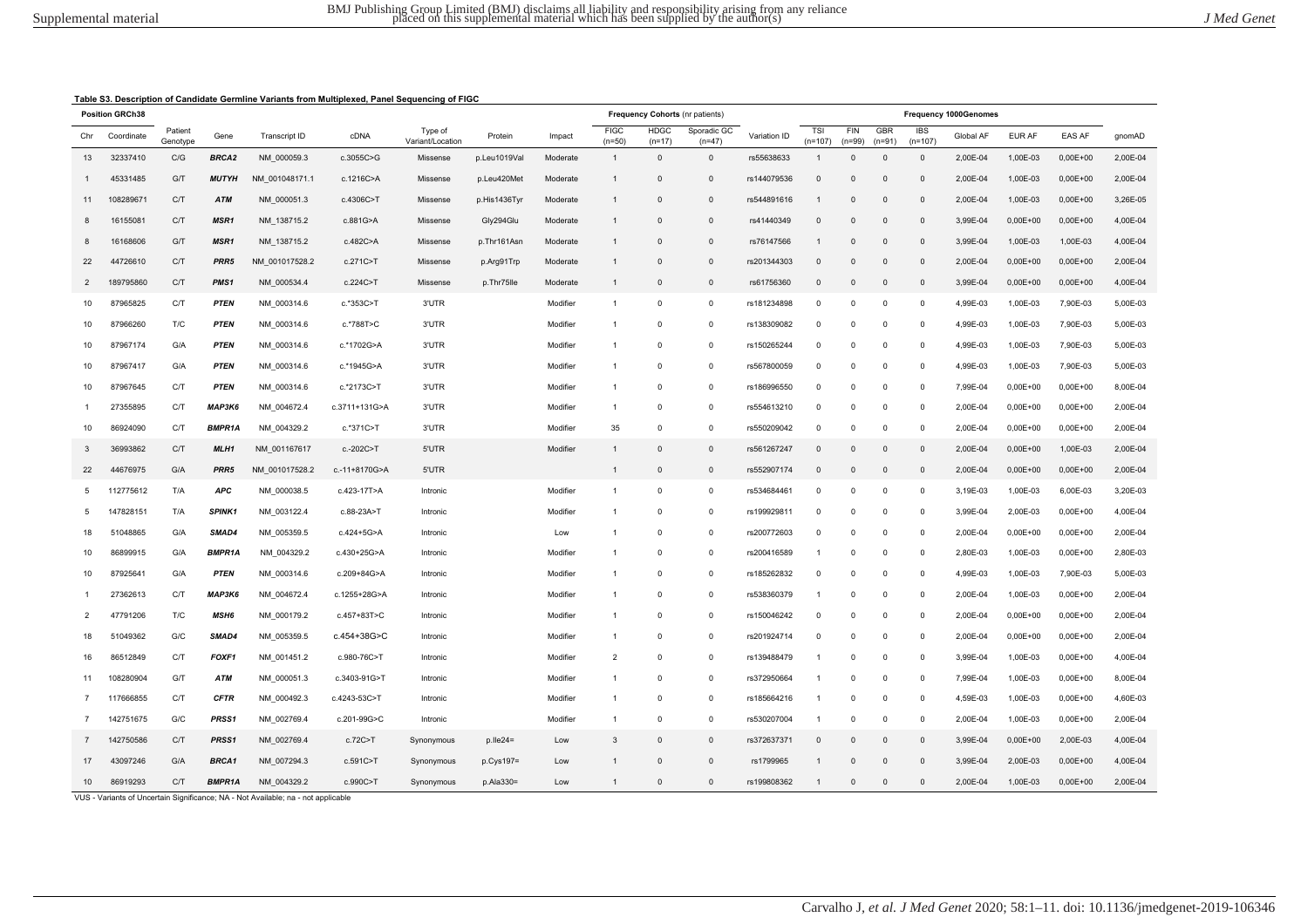**Table S3. Description of Candidate Germline Variants from Multiplexed, Panel Sequencing of FIGC**

| Position GRCh38 | | | | | | | | | Frequency Cohorts (nr patients) | | | | Frequency 1000Genomes | | | | | | | |
|---|---|---|---|---|---|---|---|---|---|---|---|---|---|---|---|---|---|---|---|---|
| Chr | Coordinate | Patient Genotype | Gene | Transcript ID | cDNA | Type of Variant/Location | Protein | Impact | FIGC (n=50) | HDGC (n=17) | Sporadic GC (n=47) | Variation ID | TSI (n=107) | FIN (n=99) | GBR (n=91) | IBS (n=107) | Global AF | EUR AF | EAS AF | gnomAD |
| 13 | 32337410 | C/G | **BRCA2** | NM_000059.3 | c.3055C>G | Missense | p.Leu1019Val | Moderate | 1 | 0 | 0 | rs55638633 | 1 | 0 | 0 | 0 | 2,00E-04 | 1,00E-03 | 0,00E+00 | 2,00E-04 |
| 1 | 45331485 | G/T | **MUTYH** | NM_001048171.1 | c.1216C>A | Missense | p.Leu420Met | Moderate | 1 | 0 | 0 | rs144079536 | 0 | 0 | 0 | 0 | 2,00E-04 | 1,00E-03 | 0,00E+00 | 2,00E-04 |
| 11 | 108289671 | C/T | **ATM** | NM_000051.3 | c.4306C>T | Missense | p.His1436Tyr | Moderate | 1 | 0 | 0 | rs544891616 | 1 | 0 | 0 | 0 | 2,00E-04 | 1,00E-03 | 0,00E+00 | 3,26E-05 |
| 8 | 16155081 | C/T | **MSR1** | NM_138715.2 | c.881G>A | Missense | Gly294Glu | Moderate | 1 | 0 | 0 | rs41440349 | 0 | 0 | 0 | 0 | 3,99E-04 | 0,00E+00 | 0,00E+00 | 4,00E-04 |
| 8 | 16168606 | G/T | **MSR1** | NM_138715.2 | c.482C>A | Missense | p.Thr161Asn | Moderate | 1 | 0 | 0 | rs76147566 | 1 | 0 | 0 | 0 | 3,99E-04 | 1,00E-03 | 1,00E-03 | 4,00E-04 |
| 22 | 44726610 | C/T | **PRR5** | NM_001017528.2 | c.271C>T | Missense | p.Arg91Trp | Moderate | 1 | 0 | 0 | rs201344303 | 0 | 0 | 0 | 0 | 2,00E-04 | 0,00E+00 | 0,00E+00 | 2,00E-04 |
| 2 | 189795860 | C/T | **PMS1** | NM_000534.4 | c.224C>T | Missense | p.Thr75Ile | Moderate | 1 | 0 | 0 | rs61756360 | 0 | 0 | 0 | 0 | 3,99E-04 | 0,00E+00 | 0,00E+00 | 4,00E-04 |
| 10 | 87965825 | C/T | **PTEN** | NM_000314.6 | c.*353C>T | 3'UTR | | Modifier | 1 | 0 | 0 | rs181234898 | 0 | 0 | 0 | 0 | 4,99E-03 | 1,00E-03 | 7,90E-03 | 5,00E-03 |
| 10 | 87966260 | T/C | **PTEN** | NM_000314.6 | c.*788T>C | 3'UTR | | Modifier | 1 | 0 | 0 | rs138309082 | 0 | 0 | 0 | 0 | 4,99E-03 | 1,00E-03 | 7,90E-03 | 5,00E-03 |
| 10 | 87967174 | G/A | **PTEN** | NM_000314.6 | c.*1702G>A | 3'UTR | | Modifier | 1 | 0 | 0 | rs150265244 | 0 | 0 | 0 | 0 | 4,99E-03 | 1,00E-03 | 7,90E-03 | 5,00E-03 |
| 10 | 87967417 | G/A | **PTEN** | NM_000314.6 | c.*1945G>A | 3'UTR | | Modifier | 1 | 0 | 0 | rs567800059 | 0 | 0 | 0 | 0 | 4,99E-03 | 1,00E-03 | 7,90E-03 | 5,00E-03 |
| 10 | 87967645 | C/T | **PTEN** | NM_000314.6 | c.*2173C>T | 3'UTR | | Modifier | 1 | 0 | 0 | rs186996550 | 0 | 0 | 0 | 0 | 7,99E-04 | 0,00E+00 | 0,00E+00 | 8,00E-04 |
| 1 | 27355895 | C/T | **MAP3K6** | NM_004672.4 | c.3711+131G>A | 3'UTR | | Modifier | 1 | 0 | 0 | rs554613210 | 0 | 0 | 0 | 0 | 2,00E-04 | 0,00E+00 | 0,00E+00 | 2,00E-04 |
| 10 | 86924090 | C/T | **BMPR1A** | NM_004329.2 | c.*371C>T | 3'UTR | | Modifier | 35 | 0 | 0 | rs550209042 | 0 | 0 | 0 | 0 | 2,00E-04 | 0,00E+00 | 0,00E+00 | 2,00E-04 |
| 3 | 36993862 | C/T | **MLH1** | NM_001167617 | c.-202C>T | 5'UTR | | Modifier | 1 | 0 | 0 | rs561267247 | 0 | 0 | 0 | 0 | 2,00E-04 | 0,00E+00 | 1,00E-03 | 2,00E-04 |
| 22 | 44676975 | G/A | **PRR5** | NM_001017528.2 | c.-11+8170G>A | 5'UTR | | | 1 | 0 | 0 | rs552907174 | 0 | 0 | 0 | 0 | 2,00E-04 | 0,00E+00 | 0,00E+00 | 2,00E-04 |
| 5 | 112775612 | T/A | **APC** | NM_000038.5 | c.423-17T>A | Intronic | | Modifier | 1 | 0 | 0 | rs534684461 | 0 | 0 | 0 | 0 | 3,19E-03 | 1,00E-03 | 6,00E-03 | 3,20E-03 |
| 5 | 147828151 | T/A | **SPINK1** | NM_003122.4 | c.88-23A>T | Intronic | | Modifier | 1 | 0 | 0 | rs199929811 | 0 | 0 | 0 | 0 | 3,99E-04 | 2,00E-03 | 0,00E+00 | 4,00E-04 |
| 18 | 51048865 | G/A | **SMAD4** | NM_005359.5 | c.424+5G>A | Intronic | | Low | 1 | 0 | 0 | rs200772603 | 0 | 0 | 0 | 0 | 2,00E-04 | 0,00E+00 | 0,00E+00 | 2,00E-04 |
| 10 | 86899915 | G/A | **BMPR1A** | NM_004329.2 | c.430+25G>A | Intronic | | Modifier | 1 | 0 | 0 | rs200416589 | 1 | 0 | 0 | 0 | 2,80E-03 | 1,00E-03 | 0,00E+00 | 2,80E-03 |
| 10 | 87925641 | G/A | **PTEN** | NM_000314.6 | c.209+84G>A | Intronic | | Modifier | 1 | 0 | 0 | rs185262832 | 0 | 0 | 0 | 0 | 4,99E-03 | 1,00E-03 | 7,90E-03 | 5,00E-03 |
| 1 | 27362613 | C/T | **MAP3K6** | NM_004672.4 | c.1255+28G>A | Intronic | | Modifier | 1 | 0 | 0 | rs538360379 | 1 | 0 | 0 | 0 | 2,00E-04 | 1,00E-03 | 0,00E+00 | 2,00E-04 |
| 2 | 47791206 | T/C | **MSH6** | NM_000179.2 | c.457+83T>C | Intronic | | Modifier | 1 | 0 | 0 | rs150046242 | 0 | 0 | 0 | 0 | 2,00E-04 | 0,00E+00 | 0,00E+00 | 2,00E-04 |
| 18 | 51049362 | G/C | **SMAD4** | NM_005359.5 | c.454+38G>C | Intronic | | Modifier | 1 | 0 | 0 | rs201924714 | 0 | 0 | 0 | 0 | 2,00E-04 | 0,00E+00 | 0,00E+00 | 2,00E-04 |
| 16 | 86512849 | C/T | **FOXF1** | NM_001451.2 | c.980-76C>T | Intronic | | Modifier | 2 | 0 | 0 | rs139488479 | 1 | 0 | 0 | 0 | 3,99E-04 | 1,00E-03 | 0,00E+00 | 4,00E-04 |
| 11 | 108280904 | G/T | **ATM** | NM_000051.3 | c.3403-91G>T | Intronic | | Modifier | 1 | 0 | 0 | rs372950664 | 1 | 0 | 0 | 0 | 7,99E-04 | 1,00E-03 | 0,00E+00 | 8,00E-04 |
| 7 | 117666855 | C/T | **CFTR** | NM_000492.3 | c.4243-53C>T | Intronic | | Modifier | 1 | 0 | 0 | rs185664216 | 1 | 0 | 0 | 0 | 4,59E-03 | 1,00E-03 | 0,00E+00 | 4,60E-03 |
| 7 | 142751675 | G/C | **PRSS1** | NM_002769.4 | c.201-99G>C | Intronic | | Modifier | 1 | 0 | 0 | rs530207004 | 1 | 0 | 0 | 0 | 2,00E-04 | 1,00E-03 | 0,00E+00 | 2,00E-04 |
| 7 | 142750586 | C/T | **PRSS1** | NM_002769.4 | c.72C>T | Synonymous | p.Ile24= | Low | 3 | 0 | 0 | rs372637371 | 0 | 0 | 0 | 0 | 3,99E-04 | 0,00E+00 | 2,00E-03 | 4,00E-04 |
| 17 | 43097246 | G/A | **BRCA1** | NM_007294.3 | c.591C>T | Synonymous | p.Cys197= | Low | 1 | 0 | 0 | rs1799965 | 1 | 0 | 0 | 0 | 3,99E-04 | 2,00E-03 | 0,00E+00 | 4,00E-04 |
| 10 | 86919293 | C/T | **BMPR1A** | NM_004329.2 | c.990C>T | Synonymous | p.Ala330= | Low | 1 | 0 | 0 | rs199808362 | 1 | 0 | 0 | 0 | 2,00E-04 | 1,00E-03 | 0,00E+00 | 2,00E-04 |

VUS - Variants of Uncertain Significance; NA - Not Available; na - not applicable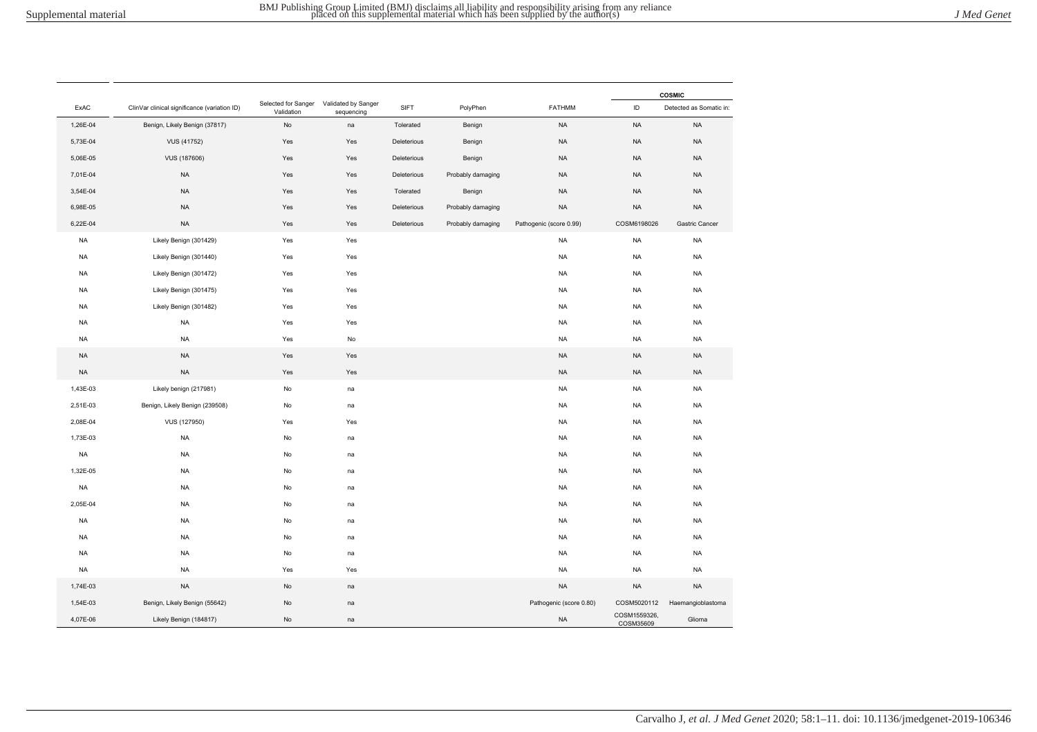| | | | | | | | COSMIC | |
|---|---|---|---|---|---|---|---|---|
| ExAC | ClinVar clinical significance (variation ID) | Selected for Sanger Validation | Validated by Sanger sequencing | SIFT | PolyPhen | FATHMM | ID | Detected as Somatic in: |
| 1,26E-04 | Benign, Likely Benign (37817) | No | na | Tolerated | Benign | NA | NA | NA |
| 5,73E-04 | VUS (41752) | Yes | Yes | Deleterious | Benign | NA | NA | NA |
| 5,06E-05 | VUS (187606) | Yes | Yes | Deleterious | Benign | NA | NA | NA |
| 7,01E-04 | NA | Yes | Yes | Deleterious | Probably damaging | NA | NA | NA |
| 3,54E-04 | NA | Yes | Yes | Tolerated | Benign | NA | NA | NA |
| 6,98E-05 | NA | Yes | Yes | Deleterious | Probably damaging | NA | NA | NA |
| 6,22E-04 | NA | Yes | Yes | Deleterious | Probably damaging | Pathogenic (score 0.99) | COSM6198026 | Gastric Cancer |
| NA | Likely Benign (301429) | Yes | Yes | | | NA | NA | NA |
| NA | Likely Benign (301440) | Yes | Yes | | | NA | NA | NA |
| NA | Likely Benign (301472) | Yes | Yes | | | NA | NA | NA |
| NA | Likely Benign (301475) | Yes | Yes | | | NA | NA | NA |
| NA | Likely Benign (301482) | Yes | Yes | | | NA | NA | NA |
| NA | NA | Yes | Yes | | | NA | NA | NA |
| NA | NA | Yes | No | | | NA | NA | NA |
| NA | NA | Yes | Yes | | | NA | NA | NA |
| NA | NA | Yes | Yes | | | NA | NA | NA |
| 1,43E-03 | Likely benign (217981) | No | na | | | NA | NA | NA |
| 2,51E-03 | Benign, Likely Benign (239508) | No | na | | | NA | NA | NA |
| 2,08E-04 | VUS (127950) | Yes | Yes | | | NA | NA | NA |
| 1,73E-03 | NA | No | na | | | NA | NA | NA |
| NA | NA | No | na | | | NA | NA | NA |
| 1,32E-05 | NA | No | na | | | NA | NA | NA |
| NA | NA | No | na | | | NA | NA | NA |
| 2,05E-04 | NA | No | na | | | NA | NA | NA |
| NA | NA | No | na | | | NA | NA | NA |
| NA | NA | No | na | | | NA | NA | NA |
| NA | NA | No | na | | | NA | NA | NA |
| NA | NA | Yes | Yes | | | NA | NA | NA |
| 1,74E-03 | NA | No | na | | | NA | NA | NA |
| 1,54E-03 | Benign, Likely Benign (55642) | No | na | | | Pathogenic (score 0.80) | COSM5020112 | Haemangioblastoma |
| 4,07E-06 | Likely Benign (184817) | No | na | | | NA | COSM1559326, COSM35609 | Glioma |